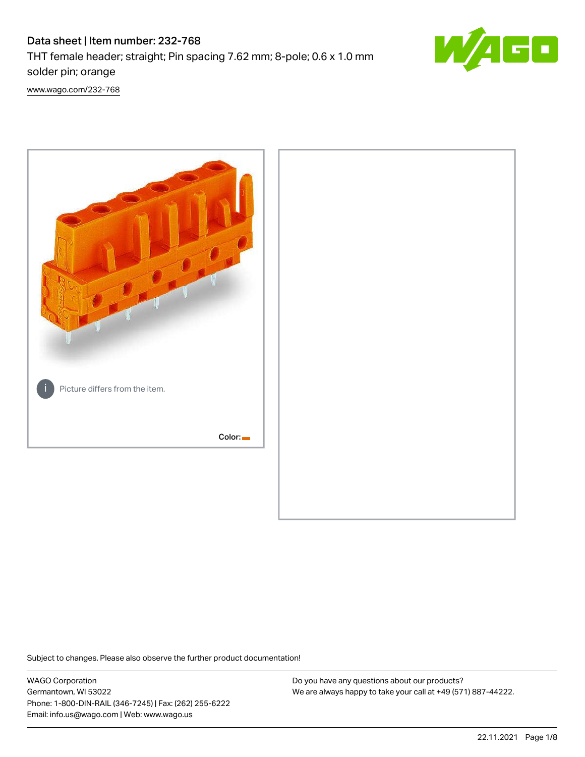# Data sheet | Item number: 232-768

THT female header; straight; Pin spacing 7.62 mm; 8-pole; 0.6 x 1.0 mm solder pin; orange

www.wago.com/232-768

Picture differs from the item.

Color:

Subject to changes. Please also observe the further product documentation!

WAGO Corporation
Germantown, WI 53022
Phone: 1-800-DIN-RAIL (346-7245) | Fax: (262) 255-6222
Email: info.us@wago.com | Web: www.wago.us

Do you have any questions about our products?
We are always happy to take your call at +49 (571) 887-44222.

22.11.2021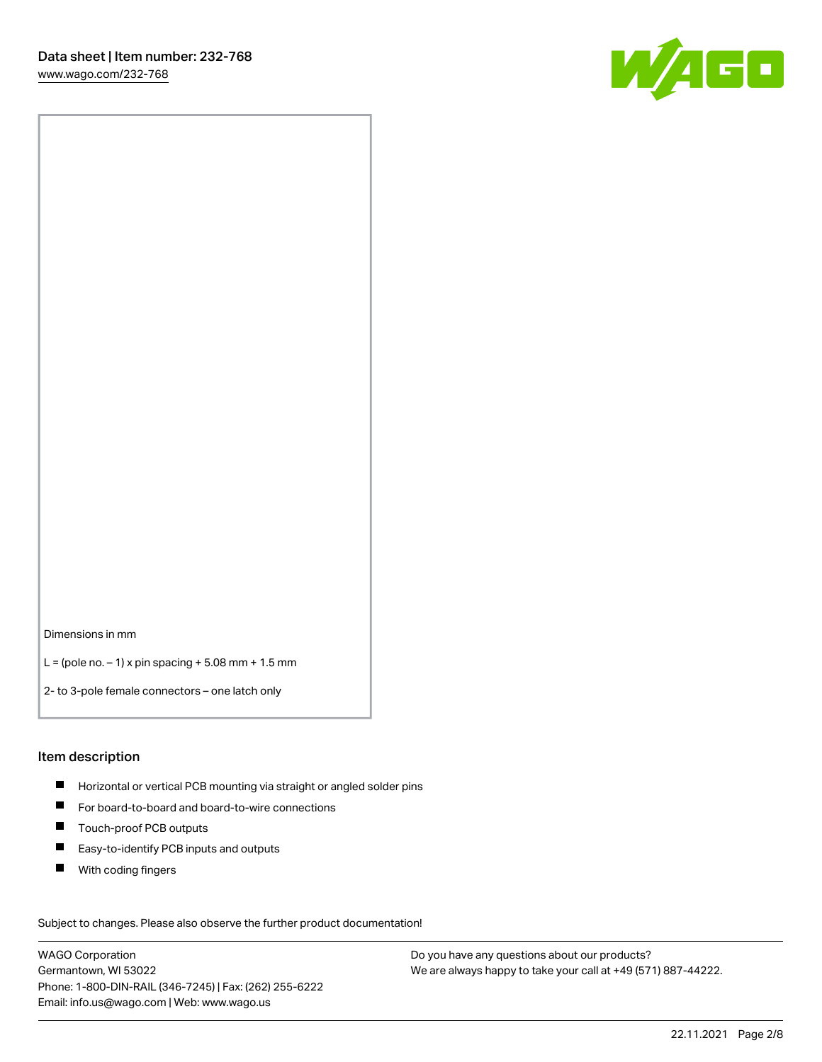Dimensions in mm

L = (pole no. – 1) x pin spacing + 5.08 mm + 1.5 mm

2- to 3-pole female connectors – one latch only

## Item description

- Horizontal or vertical PCB mounting via straight or angled solder pins
- For board-to-board and board-to-wire connections
- Touch-proof PCB outputs
- Easy-to-identify PCB inputs and outputs
- With coding fingers

Subject to changes. Please also observe the further product documentation!

WAGO Corporation
Germantown, WI 53022
Phone: 1-800-DIN-RAIL (346-7245) | Fax: (262) 255-6222
Email: info.us@wago.com | Web: www.wago.us

Do you have any questions about our products?
We are always happy to take your call at +49 (571) 887-44222.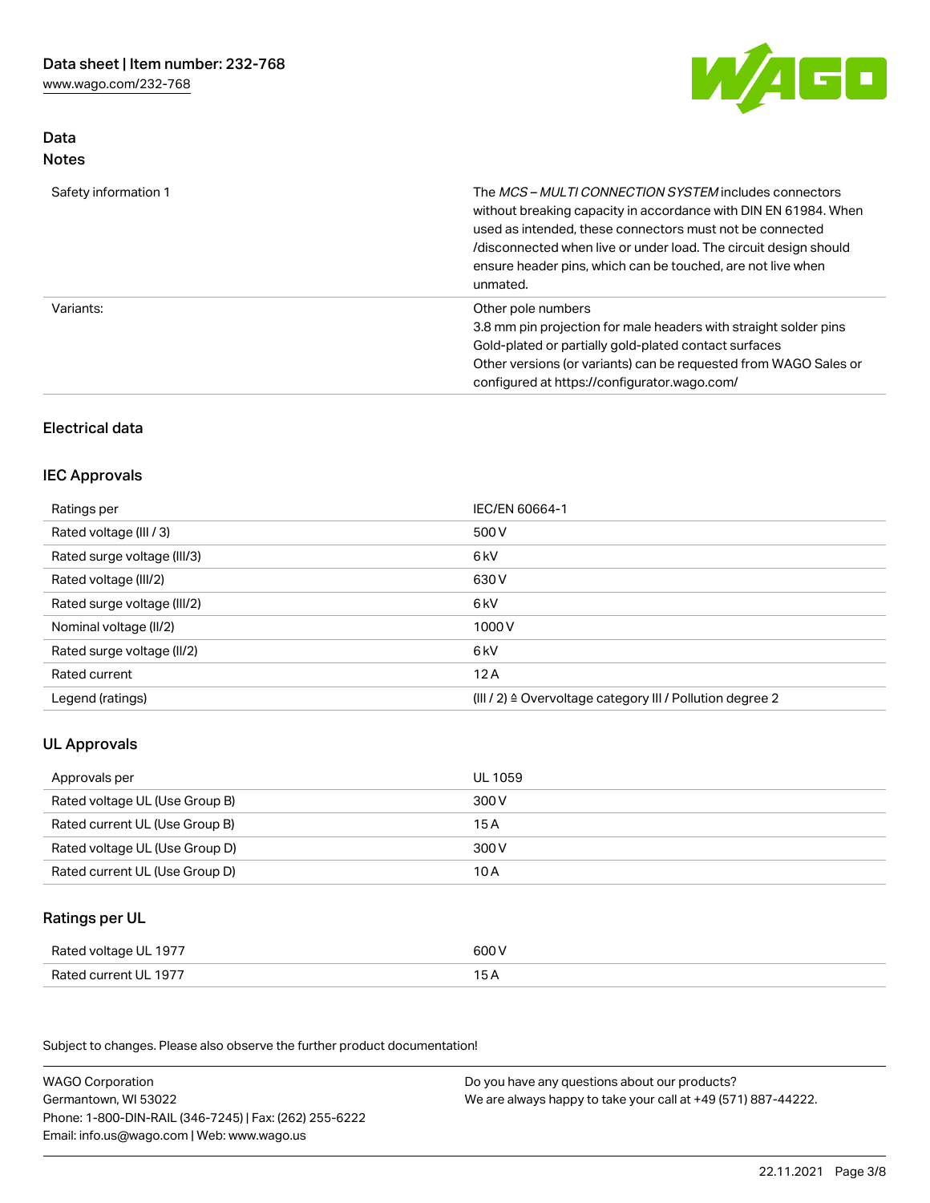## Data

### Notes

| | |
|---|---|
| Safety information 1 | The *MCS – MULTI CONNECTION SYSTEM* includes connectors without breaking capacity in accordance with DIN EN 61984. When used as intended, these connectors must not be connected /disconnected when live or under load. The circuit design should ensure header pins, which can be touched, are not live when unmated. |
| Variants: | Other pole numbers<br>3.8 mm pin projection for male headers with straight solder pins<br>Gold-plated or partially gold-plated contact surfaces<br>Other versions (or variants) can be requested from WAGO Sales or configured at https://configurator.wago.com/ |

## Electrical data

### IEC Approvals

| | |
|---|---|
| Ratings per | IEC/EN 60664-1 |
| Rated voltage (III / 3) | 500 V |
| Rated surge voltage (III/3) | 6 kV |
| Rated voltage (III/2) | 630 V |
| Rated surge voltage (III/2) | 6 kV |
| Nominal voltage (II/2) | 1000 V |
| Rated surge voltage (II/2) | 6 kV |
| Rated current | 12 A |
| Legend (ratings) | (III / 2) ≙ Overvoltage category III / Pollution degree 2 |

### UL Approvals

| | |
|---|---|
| Approvals per | UL 1059 |
| Rated voltage UL (Use Group B) | 300 V |
| Rated current UL (Use Group B) | 15 A |
| Rated voltage UL (Use Group D) | 300 V |
| Rated current UL (Use Group D) | 10 A |

### Ratings per UL

| | |
|---|---|
| Rated voltage UL 1977 | 600 V |
| Rated current UL 1977 | 15 A |

Subject to changes. Please also observe the further product documentation!

WAGO Corporation
Germantown, WI 53022
Phone: 1-800-DIN-RAIL (346-7245) | Fax: (262) 255-6222
Email: info.us@wago.com | Web: www.wago.us

Do you have any questions about our products?
We are always happy to take your call at +49 (571) 887-44222.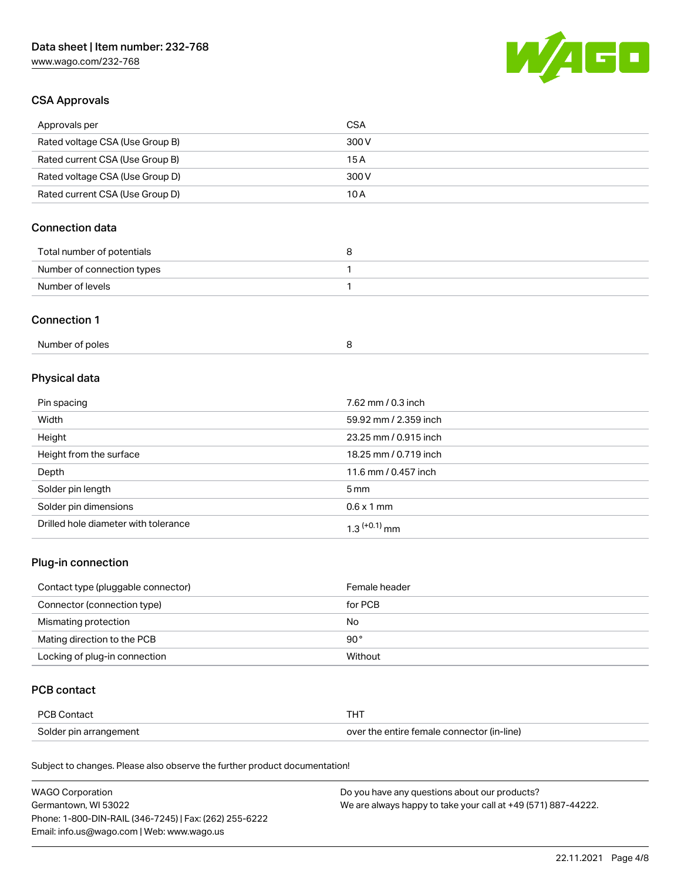## CSA Approvals

| | |
|---|---|
| Approvals per | CSA |
| Rated voltage CSA (Use Group B) | 300 V |
| Rated current CSA (Use Group B) | 15 A |
| Rated voltage CSA (Use Group D) | 300 V |
| Rated current CSA (Use Group D) | 10 A |

## Connection data

| | |
|---|---|
| Total number of potentials | 8 |
| Number of connection types | 1 |
| Number of levels | 1 |

## Connection 1

| | |
|---|---|
| Number of poles | 8 |

## Physical data

| | |
|---|---|
| Pin spacing | 7.62 mm / 0.3 inch |
| Width | 59.92 mm / 2.359 inch |
| Height | 23.25 mm / 0.915 inch |
| Height from the surface | 18.25 mm / 0.719 inch |
| Depth | 11.6 mm / 0.457 inch |
| Solder pin length | 5 mm |
| Solder pin dimensions | 0.6 x 1 mm |
| Drilled hole diameter with tolerance | $1.3^{(+0.1)}$ mm |

## Plug-in connection

| | |
|---|---|
| Contact type (pluggable connector) | Female header |
| Connector (connection type) | for PCB |
| Mismating protection | No |
| Mating direction to the PCB | 90° |
| Locking of plug-in connection | Without |

## PCB contact

| | |
|---|---|
| PCB Contact | THT |
| Solder pin arrangement | over the entire female connector (in-line) |

Subject to changes. Please also observe the further product documentation!

WAGO Corporation
Germantown, WI 53022
Phone: 1-800-DIN-RAIL (346-7245) | Fax: (262) 255-6222
Email: info.us@wago.com | Web: www.wago.us

Do you have any questions about our products?
We are always happy to take your call at +49 (571) 887-44222.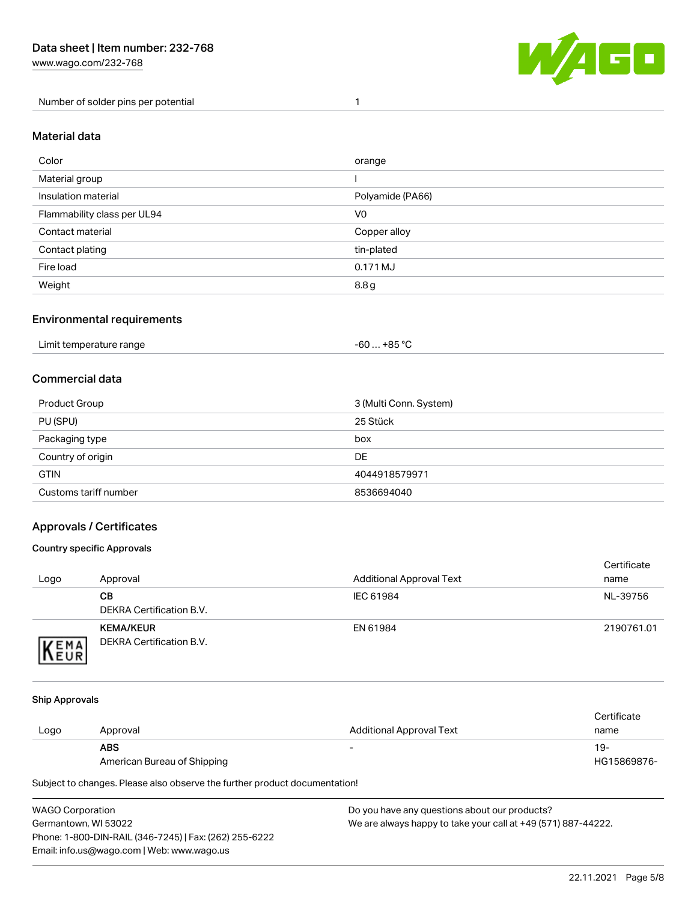| | |
|---|---|
| Number of solder pins per potential | 1 |

## Material data

| | |
|---|---|
| Color | orange |
| Material group | I |
| Insulation material | Polyamide (PA66) |
| Flammability class per UL94 | V0 |
| Contact material | Copper alloy |
| Contact plating | tin-plated |
| Fire load | 0.171 MJ |
| Weight | 8.8 g |

## Environmental requirements

| | |
|---|---|
| Limit temperature range | -60 … +85 °C |

## Commercial data

| | |
|---|---|
| Product Group | 3 (Multi Conn. System) |
| PU (SPU) | 25 Stück |
| Packaging type | box |
| Country of origin | DE |
| GTIN | 4044918579971 |
| Customs tariff number | 8536694040 |

## Approvals / Certificates

### Country specific Approvals

| Logo | Approval | Additional Approval Text | Certificate name |
|---|---|---|---|
| | **CB** DEKRA Certification B.V. | IEC 61984 | NL-39756 |
| | **KEMA/KEUR** DEKRA Certification B.V. | EN 61984 | 2190761.01 |

### Ship Approvals

| Logo | Approval | Additional Approval Text | Certificate name |
|---|---|---|---|
| | **ABS** American Bureau of Shipping | - | 19-HG15869876- |

Subject to changes. Please also observe the further product documentation!

WAGO Corporation
Germantown, WI 53022
Phone: 1-800-DIN-RAIL (346-7245) | Fax: (262) 255-6222
Email: info.us@wago.com | Web: www.wago.us

Do you have any questions about our products?
We are always happy to take your call at +49 (571) 887-44222.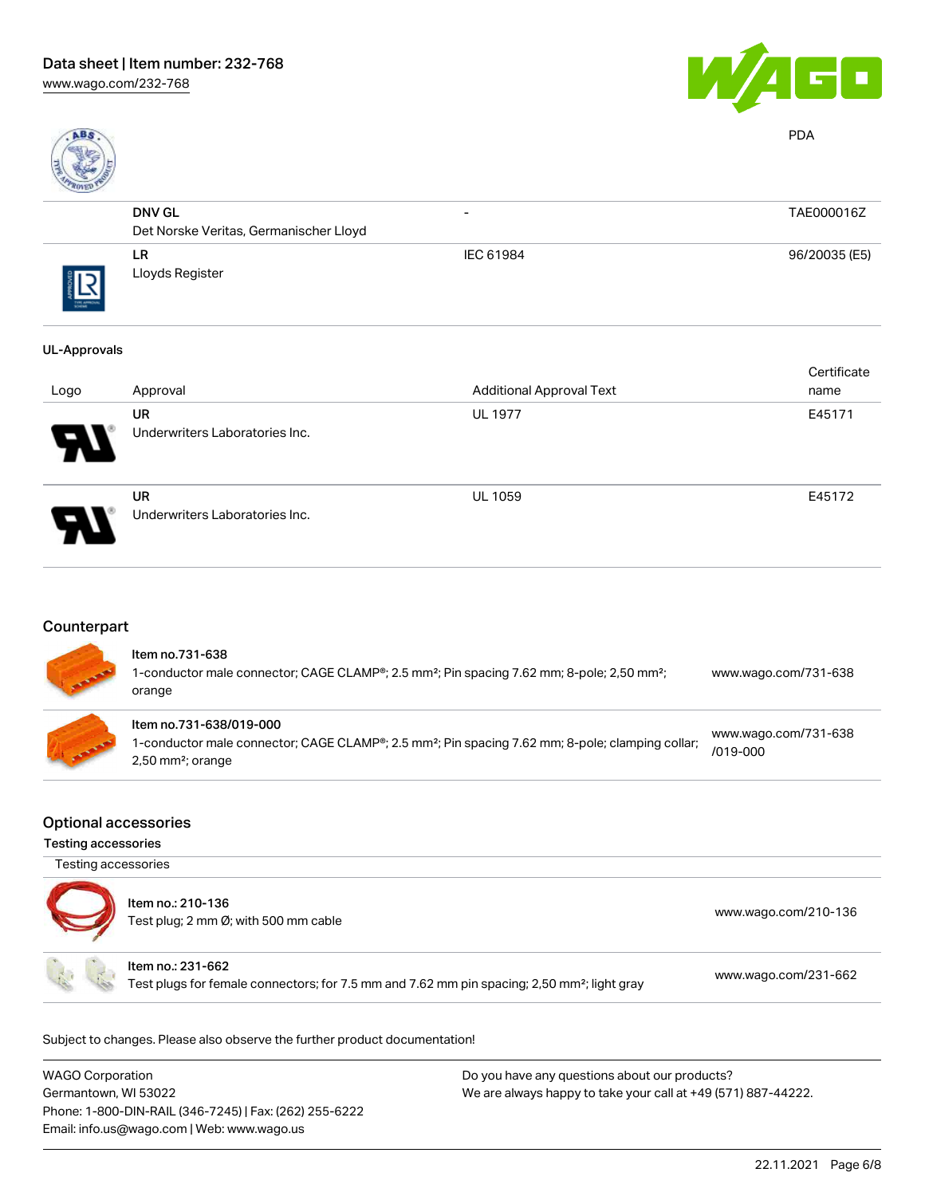| | | | |
|---|---|---|---|
| | | | PDA |
| | **DNV GL** Det Norske Veritas, Germanischer Lloyd | - | TAE000016Z |
| | **LR** Lloyds Register | IEC 61984 | 96/20035 (E5) |

UL-Approvals

| Logo | Approval | Additional Approval Text | Certificate name |
|---|---|---|---|
| | **UR** Underwriters Laboratories Inc. | UL 1977 | E45171 |
| | **UR** Underwriters Laboratories Inc. | UL 1059 | E45172 |

## Counterpart

| | | |
|---|---|---|
| | **Item no.731-638** 1-conductor male connector; CAGE CLAMP®; 2.5 mm²; Pin spacing 7.62 mm; 8-pole; 2,50 mm²; orange | www.wago.com/731-638 |
| | **Item no.731-638/019-000** 1-conductor male connector; CAGE CLAMP®; 2.5 mm²; Pin spacing 7.62 mm; 8-pole; clamping collar; 2,50 mm²; orange | www.wago.com/731-638/019-000 |

## Optional accessories

### Testing accessories

Testing accessories

| | | |
|---|---|---|
| | **Item no.: 210-136** Test plug; 2 mm Ø; with 500 mm cable | www.wago.com/210-136 |
| | **Item no.: 231-662** Test plugs for female connectors; for 7.5 mm and 7.62 mm pin spacing; 2,50 mm²; light gray | www.wago.com/231-662 |

Subject to changes. Please also observe the further product documentation!

WAGO Corporation
Germantown, WI 53022
Phone: 1-800-DIN-RAIL (346-7245) | Fax: (262) 255-6222
Email: info.us@wago.com | Web: www.wago.us

Do you have any questions about our products?
We are always happy to take your call at +49 (571) 887-44222.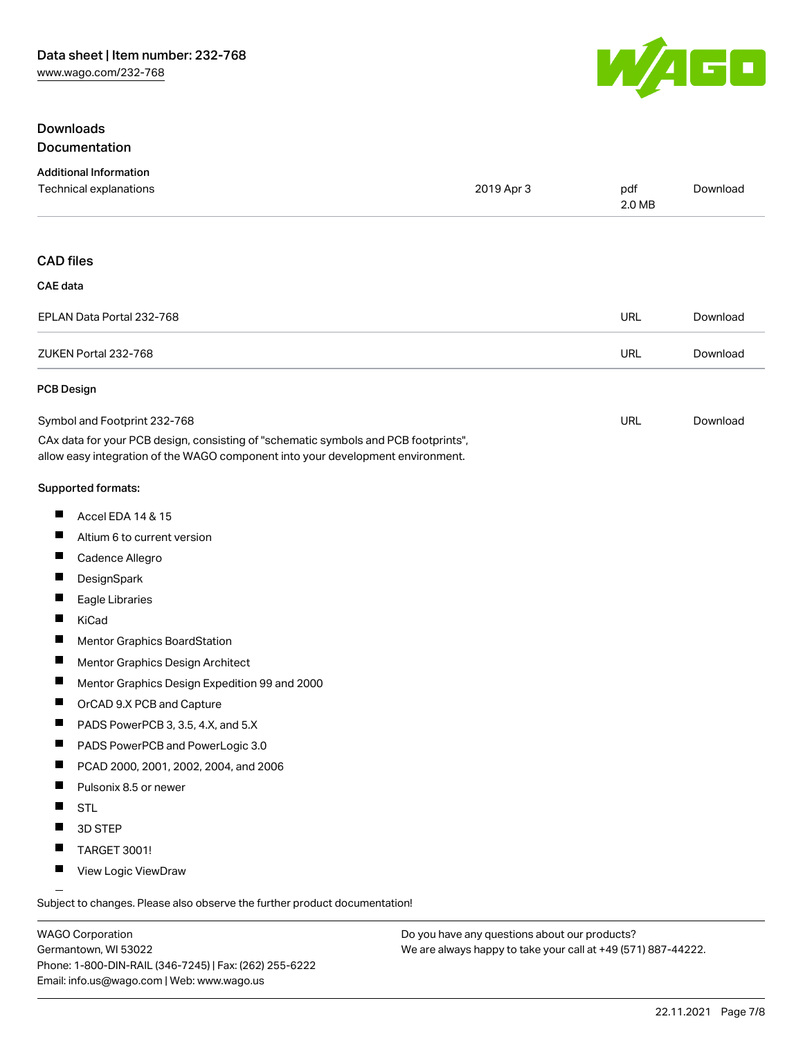## Downloads

### Documentation

**Additional Information**

| | | | |
|---|---|---|---|
| Technical explanations | 2019 Apr 3 | pdf 2.0 MB | Download |

## CAD files

**CAE data**

| | | |
|---|---|---|
| EPLAN Data Portal 232-768 | URL | Download |
| ZUKEN Portal 232-768 | URL | Download |

**PCB Design**

| | | |
|---|---|---|
| Symbol and Footprint 232-768 | URL | Download |

CAx data for your PCB design, consisting of "schematic symbols and PCB footprints", allow easy integration of the WAGO component into your development environment.

Supported formats:

- Accel EDA 14 & 15
- Altium 6 to current version
- Cadence Allegro
- DesignSpark
- Eagle Libraries
- KiCad
- Mentor Graphics BoardStation
- Mentor Graphics Design Architect
- Mentor Graphics Design Expedition 99 and 2000
- OrCAD 9.X PCB and Capture
- PADS PowerPCB 3, 3.5, 4.X, and 5.X
- PADS PowerPCB and PowerLogic 3.0
- PCAD 2000, 2001, 2002, 2004, and 2006
- Pulsonix 8.5 or newer
- STL
- 3D STEP
- TARGET 3001!
- View Logic ViewDraw

Subject to changes. Please also observe the further product documentation!

WAGO Corporation
Germantown, WI 53022
Phone: 1-800-DIN-RAIL (346-7245) | Fax: (262) 255-6222
Email: info.us@wago.com | Web: www.wago.us

Do you have any questions about our products?
We are always happy to take your call at +49 (571) 887-44222.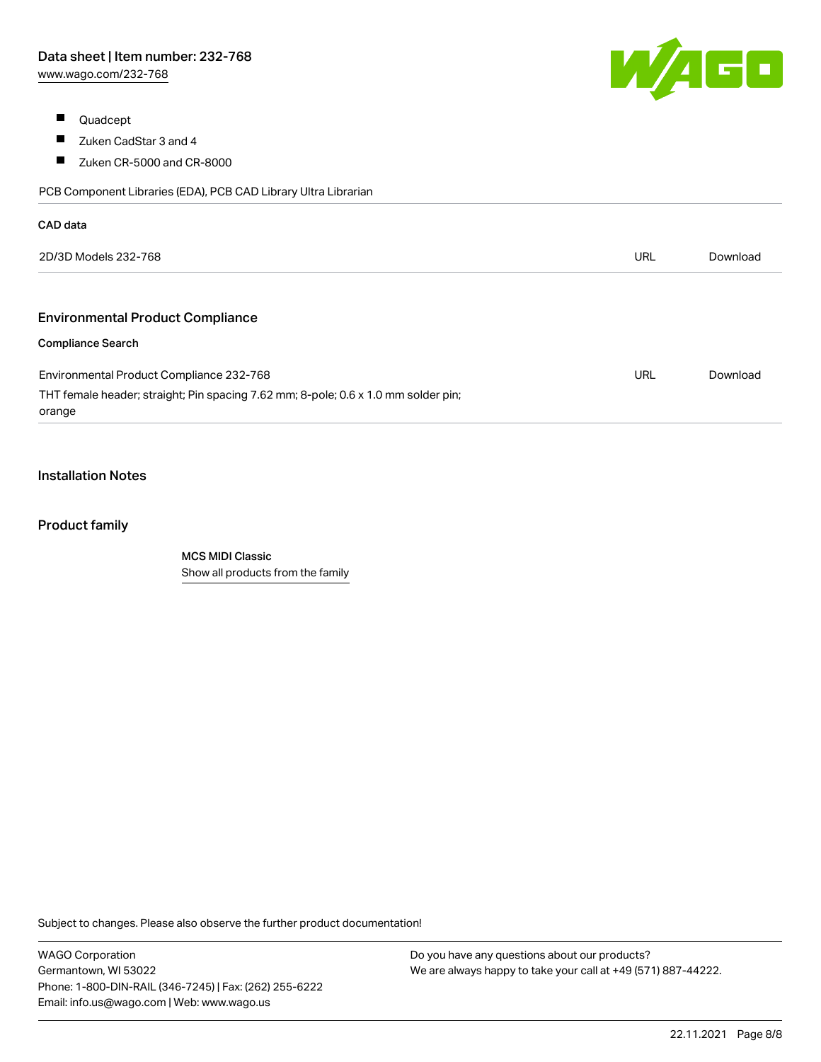- Quadcept
- Zuken CadStar 3 and 4
- Zuken CR-5000 and CR-8000

PCB Component Libraries (EDA), PCB CAD Library Ultra Librarian

**CAD data**

| | | |
|---|---|---|
| 2D/3D Models 232-768 | URL | Download |

## Environmental Product Compliance

**Compliance Search**

| | | |
|---|---|---|
| Environmental Product Compliance 232-768<br>THT female header; straight; Pin spacing 7.62 mm; 8-pole; 0.6 x 1.0 mm solder pin; orange | URL | Download |

## Installation Notes

## Product family

**MCS MIDI Classic**
Show all products from the family

Subject to changes. Please also observe the further product documentation!

WAGO Corporation
Germantown, WI 53022
Phone: 1-800-DIN-RAIL (346-7245) | Fax: (262) 255-6222
Email: info.us@wago.com | Web: www.wago.us

Do you have any questions about our products?
We are always happy to take your call at +49 (571) 887-44222.

22.11.2021